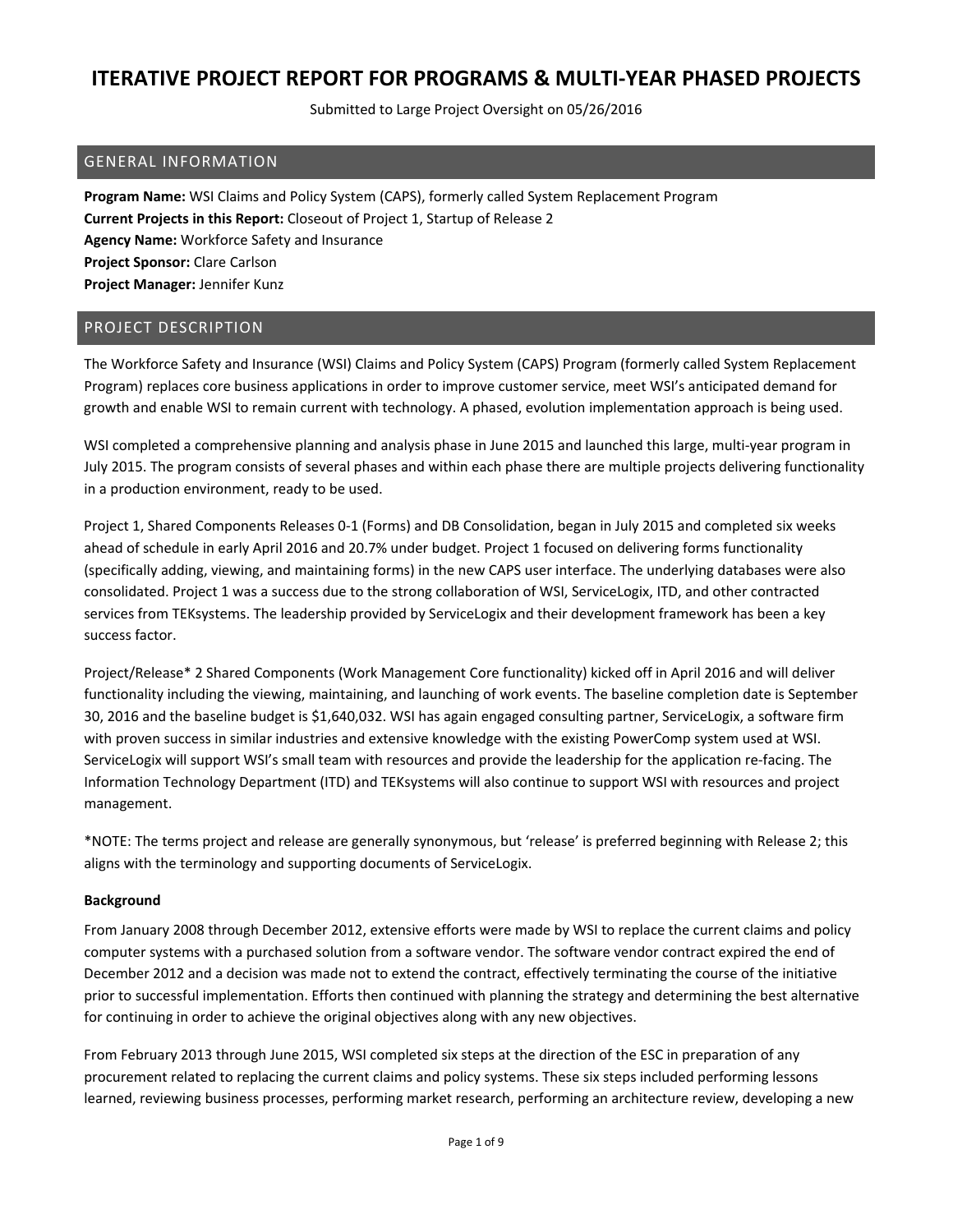# ITERATIVE PROJECT REPORT FOR PROGRAMS & MULTI-YEAR PHASED PROJECTS

Submitted to Large Project Oversight on 05/26/2016

## GENERAL INFORMATION

**Program Name:** WSI Claims and Policy System (CAPS), formerly called System Replacement Program
**Current Projects in this Report:** Closeout of Project 1, Startup of Release 2
**Agency Name:** Workforce Safety and Insurance
**Project Sponsor:** Clare Carlson
**Project Manager:** Jennifer Kunz

## PROJECT DESCRIPTION

The Workforce Safety and Insurance (WSI) Claims and Policy System (CAPS) Program (formerly called System Replacement Program) replaces core business applications in order to improve customer service, meet WSI's anticipated demand for growth and enable WSI to remain current with technology. A phased, evolution implementation approach is being used.

WSI completed a comprehensive planning and analysis phase in June 2015 and launched this large, multi-year program in July 2015. The program consists of several phases and within each phase there are multiple projects delivering functionality in a production environment, ready to be used.

Project 1, Shared Components Releases 0-1 (Forms) and DB Consolidation, began in July 2015 and completed six weeks ahead of schedule in early April 2016 and 20.7% under budget. Project 1 focused on delivering forms functionality (specifically adding, viewing, and maintaining forms) in the new CAPS user interface. The underlying databases were also consolidated. Project 1 was a success due to the strong collaboration of WSI, ServiceLogix, ITD, and other contracted services from TEKsystems. The leadership provided by ServiceLogix and their development framework has been a key success factor.

Project/Release* 2 Shared Components (Work Management Core functionality) kicked off in April 2016 and will deliver functionality including the viewing, maintaining, and launching of work events. The baseline completion date is September 30, 2016 and the baseline budget is $1,640,032. WSI has again engaged consulting partner, ServiceLogix, a software firm with proven success in similar industries and extensive knowledge with the existing PowerComp system used at WSI. ServiceLogix will support WSI's small team with resources and provide the leadership for the application re-facing. The Information Technology Department (ITD) and TEKsystems will also continue to support WSI with resources and project management.

*NOTE: The terms project and release are generally synonymous, but 'release' is preferred beginning with Release 2; this aligns with the terminology and supporting documents of ServiceLogix.

**Background**

From January 2008 through December 2012, extensive efforts were made by WSI to replace the current claims and policy computer systems with a purchased solution from a software vendor. The software vendor contract expired the end of December 2012 and a decision was made not to extend the contract, effectively terminating the course of the initiative prior to successful implementation. Efforts then continued with planning the strategy and determining the best alternative for continuing in order to achieve the original objectives along with any new objectives.

From February 2013 through June 2015, WSI completed six steps at the direction of the ESC in preparation of any procurement related to replacing the current claims and policy systems. These six steps included performing lessons learned, reviewing business processes, performing market research, performing an architecture review, developing a new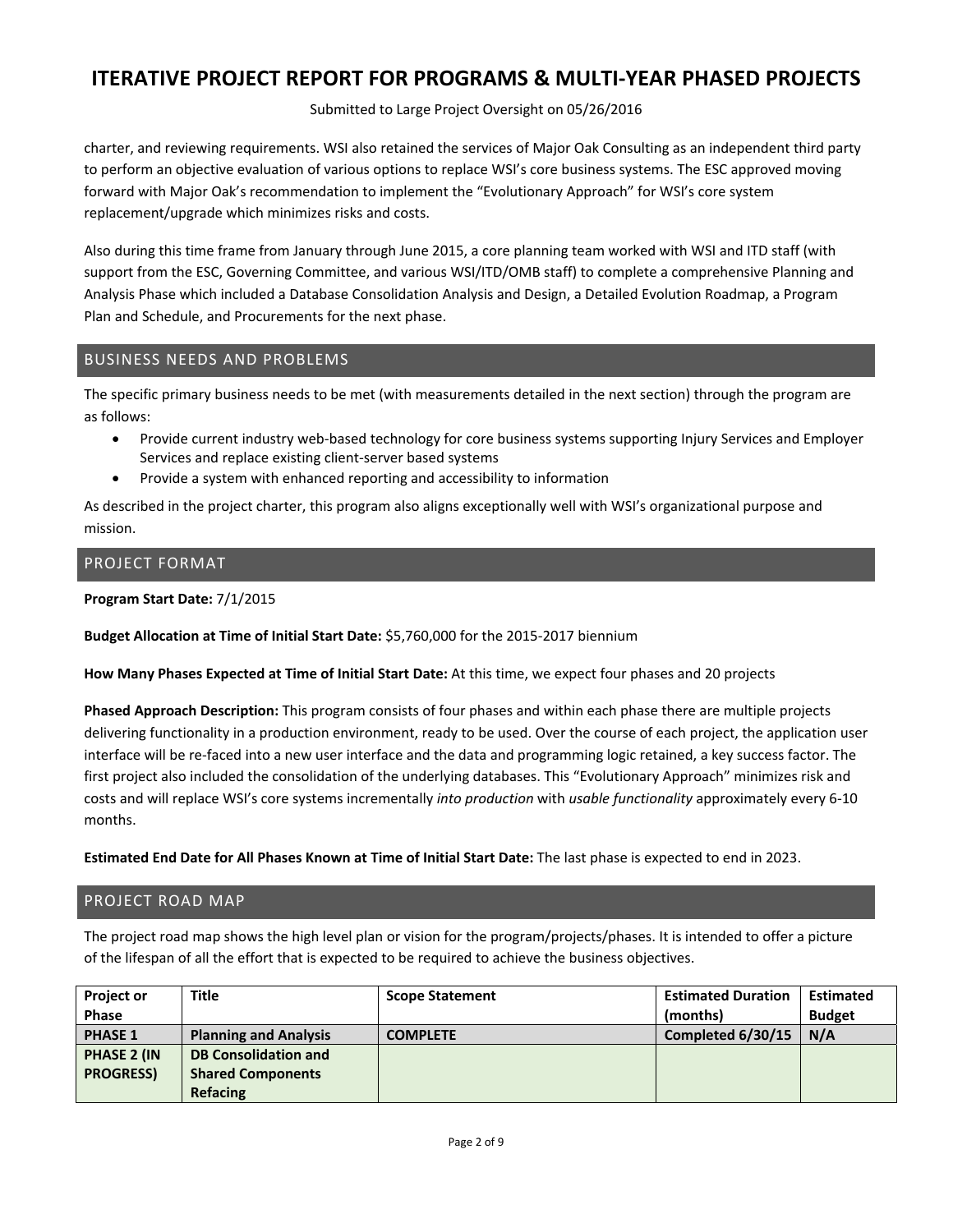charter, and reviewing requirements. WSI also retained the services of Major Oak Consulting as an independent third party to perform an objective evaluation of various options to replace WSI's core business systems. The ESC approved moving forward with Major Oak's recommendation to implement the "Evolutionary Approach" for WSI's core system replacement/upgrade which minimizes risks and costs.

Also during this time frame from January through June 2015, a core planning team worked with WSI and ITD staff (with support from the ESC, Governing Committee, and various WSI/ITD/OMB staff) to complete a comprehensive Planning and Analysis Phase which included a Database Consolidation Analysis and Design, a Detailed Evolution Roadmap, a Program Plan and Schedule, and Procurements for the next phase.

## BUSINESS NEEDS AND PROBLEMS

The specific primary business needs to be met (with measurements detailed in the next section) through the program are as follows:

- Provide current industry web-based technology for core business systems supporting Injury Services and Employer Services and replace existing client-server based systems
- Provide a system with enhanced reporting and accessibility to information

As described in the project charter, this program also aligns exceptionally well with WSI's organizational purpose and mission.

## PROJECT FORMAT

**Program Start Date:** 7/1/2015

**Budget Allocation at Time of Initial Start Date:** $5,760,000 for the 2015-2017 biennium

**How Many Phases Expected at Time of Initial Start Date:** At this time, we expect four phases and 20 projects

**Phased Approach Description:** This program consists of four phases and within each phase there are multiple projects delivering functionality in a production environment, ready to be used. Over the course of each project, the application user interface will be re-faced into a new user interface and the data and programming logic retained, a key success factor. The first project also included the consolidation of the underlying databases. This "Evolutionary Approach" minimizes risk and costs and will replace WSI's core systems incrementally *into production* with *usable functionality* approximately every 6-10 months.

**Estimated End Date for All Phases Known at Time of Initial Start Date:** The last phase is expected to end in 2023.

## PROJECT ROAD MAP

The project road map shows the high level plan or vision for the program/projects/phases. It is intended to offer a picture of the lifespan of all the effort that is expected to be required to achieve the business objectives.

| Project or Phase | Title | Scope Statement | Estimated Duration (months) | Estimated Budget |
|---|---|---|---|---|
| **PHASE 1** | **Planning and Analysis** | **COMPLETE** | **Completed 6/30/15** | **N/A** |
| **PHASE 2 (IN PROGRESS)** | **DB Consolidation and Shared Components Refacing** | | | |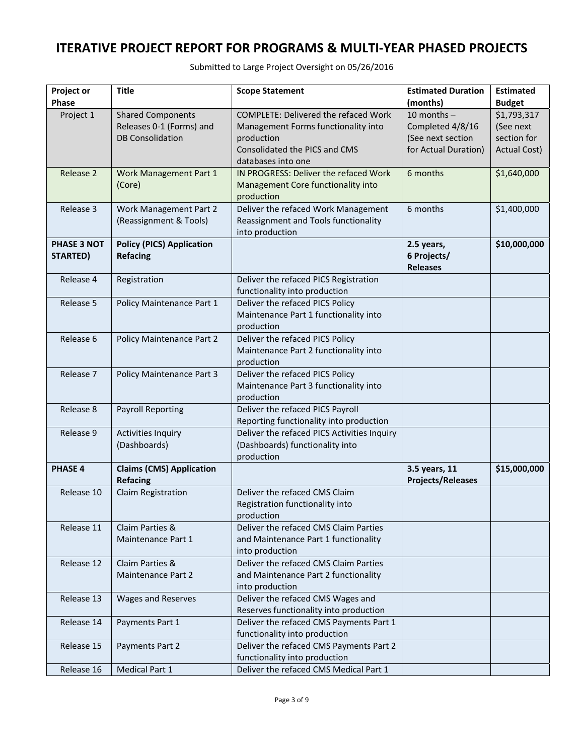# ITERATIVE PROJECT REPORT FOR PROGRAMS & MULTI-YEAR PHASED PROJECTS

Submitted to Large Project Oversight on 05/26/2016

| Project or Phase | Title | Scope Statement | Estimated Duration (months) | Estimated Budget |
|---|---|---|---|---|
| Project 1 | Shared Components Releases 0-1 (Forms) and DB Consolidation | COMPLETE: Delivered the refaced Work Management Forms functionality into production<br>Consolidated the PICS and CMS databases into one | 10 months – Completed 4/8/16 (See next section for Actual Duration) | $1,793,317 (See next section for Actual Cost) |
| Release 2 | Work Management Part 1 (Core) | IN PROGRESS: Deliver the refaced Work Management Core functionality into production | 6 months | $1,640,000 |
| Release 3 | Work Management Part 2 (Reassignment & Tools) | Deliver the refaced Work Management Reassignment and Tools functionality into production | 6 months | $1,400,000 |
| **PHASE 3 NOT STARTED)** | **Policy (PICS) Application Refacing** | | **2.5 years, 6 Projects/ Releases** | **$10,000,000** |
| Release 4 | Registration | Deliver the refaced PICS Registration functionality into production | | |
| Release 5 | Policy Maintenance Part 1 | Deliver the refaced PICS Policy Maintenance Part 1 functionality into production | | |
| Release 6 | Policy Maintenance Part 2 | Deliver the refaced PICS Policy Maintenance Part 2 functionality into production | | |
| Release 7 | Policy Maintenance Part 3 | Deliver the refaced PICS Policy Maintenance Part 3 functionality into production | | |
| Release 8 | Payroll Reporting | Deliver the refaced PICS Payroll Reporting functionality into production | | |
| Release 9 | Activities Inquiry (Dashboards) | Deliver the refaced PICS Activities Inquiry (Dashboards) functionality into production | | |
| **PHASE 4** | **Claims (CMS) Application Refacing** | | **3.5 years, 11 Projects/Releases** | **$15,000,000** |
| Release 10 | Claim Registration | Deliver the refaced CMS Claim Registration functionality into production | | |
| Release 11 | Claim Parties & Maintenance Part 1 | Deliver the refaced CMS Claim Parties and Maintenance Part 1 functionality into production | | |
| Release 12 | Claim Parties & Maintenance Part 2 | Deliver the refaced CMS Claim Parties and Maintenance Part 2 functionality into production | | |
| Release 13 | Wages and Reserves | Deliver the refaced CMS Wages and Reserves functionality into production | | |
| Release 14 | Payments Part 1 | Deliver the refaced CMS Payments Part 1 functionality into production | | |
| Release 15 | Payments Part 2 | Deliver the refaced CMS Payments Part 2 functionality into production | | |
| Release 16 | Medical Part 1 | Deliver the refaced CMS Medical Part 1 | | |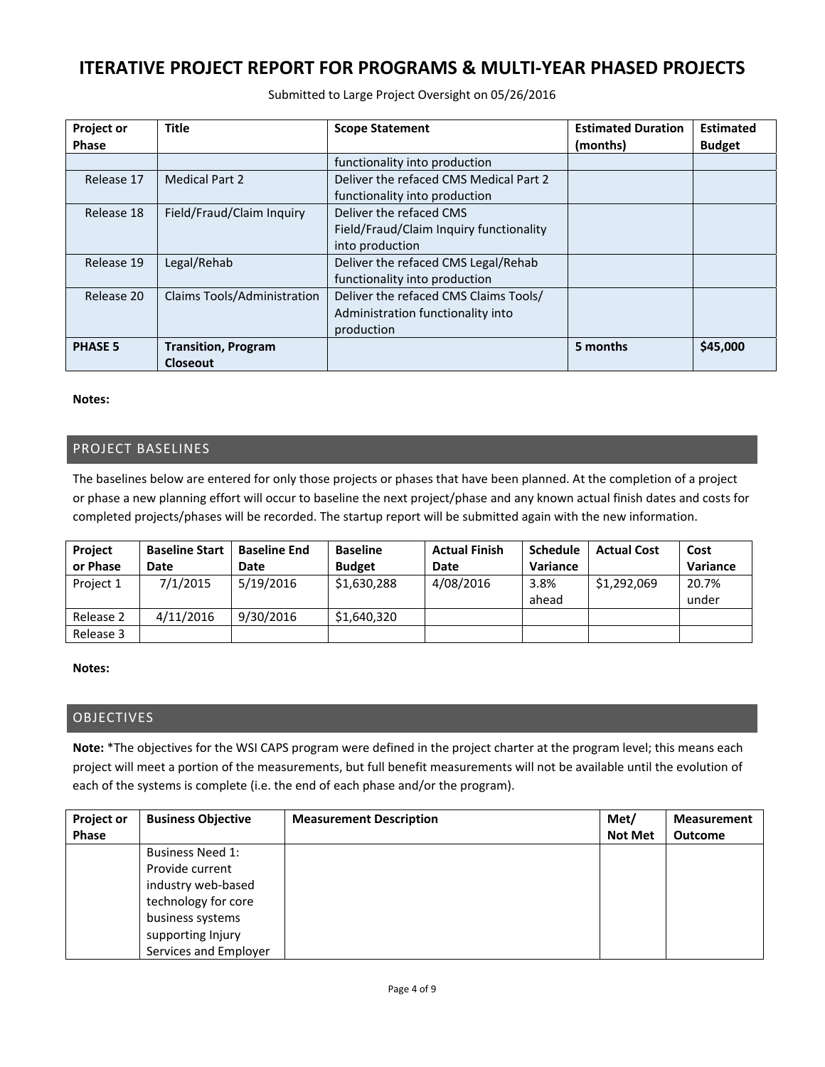# ITERATIVE PROJECT REPORT FOR PROGRAMS & MULTI-YEAR PHASED PROJECTS

Submitted to Large Project Oversight on 05/26/2016

| Project or Phase | Title | Scope Statement | Estimated Duration (months) | Estimated Budget |
|---|---|---|---|---|
| | | functionality into production | | |
| Release 17 | Medical Part 2 | Deliver the refaced CMS Medical Part 2 functionality into production | | |
| Release 18 | Field/Fraud/Claim Inquiry | Deliver the refaced CMS Field/Fraud/Claim Inquiry functionality into production | | |
| Release 19 | Legal/Rehab | Deliver the refaced CMS Legal/Rehab functionality into production | | |
| Release 20 | Claims Tools/Administration | Deliver the refaced CMS Claims Tools/ Administration functionality into production | | |
| **PHASE 5** | **Transition, Program Closeout** | | **5 months** | **$45,000** |

**Notes:**

## PROJECT BASELINES

The baselines below are entered for only those projects or phases that have been planned. At the completion of a project or phase a new planning effort will occur to baseline the next project/phase and any known actual finish dates and costs for completed projects/phases will be recorded. The startup report will be submitted again with the new information.

| Project or Phase | Baseline Start Date | Baseline End Date | Baseline Budget | Actual Finish Date | Schedule Variance | Actual Cost | Cost Variance |
|---|---|---|---|---|---|---|---|
| Project 1 | 7/1/2015 | 5/19/2016 | $1,630,288 | 4/08/2016 | 3.8% ahead | $1,292,069 | 20.7% under |
| Release 2 | 4/11/2016 | 9/30/2016 | $1,640,320 | | | | |
| Release 3 | | | | | | | |

**Notes:**

## OBJECTIVES

**Note:** *The objectives for the WSI CAPS program were defined in the project charter at the program level; this means each project will meet a portion of the measurements, but full benefit measurements will not be available until the evolution of each of the systems is complete (i.e. the end of each phase and/or the program).

| Project or Phase | Business Objective | Measurement Description | Met/ Not Met | Measurement Outcome |
|---|---|---|---|---|
| | Business Need 1: Provide current industry web-based technology for core business systems supporting Injury Services and Employer | | | |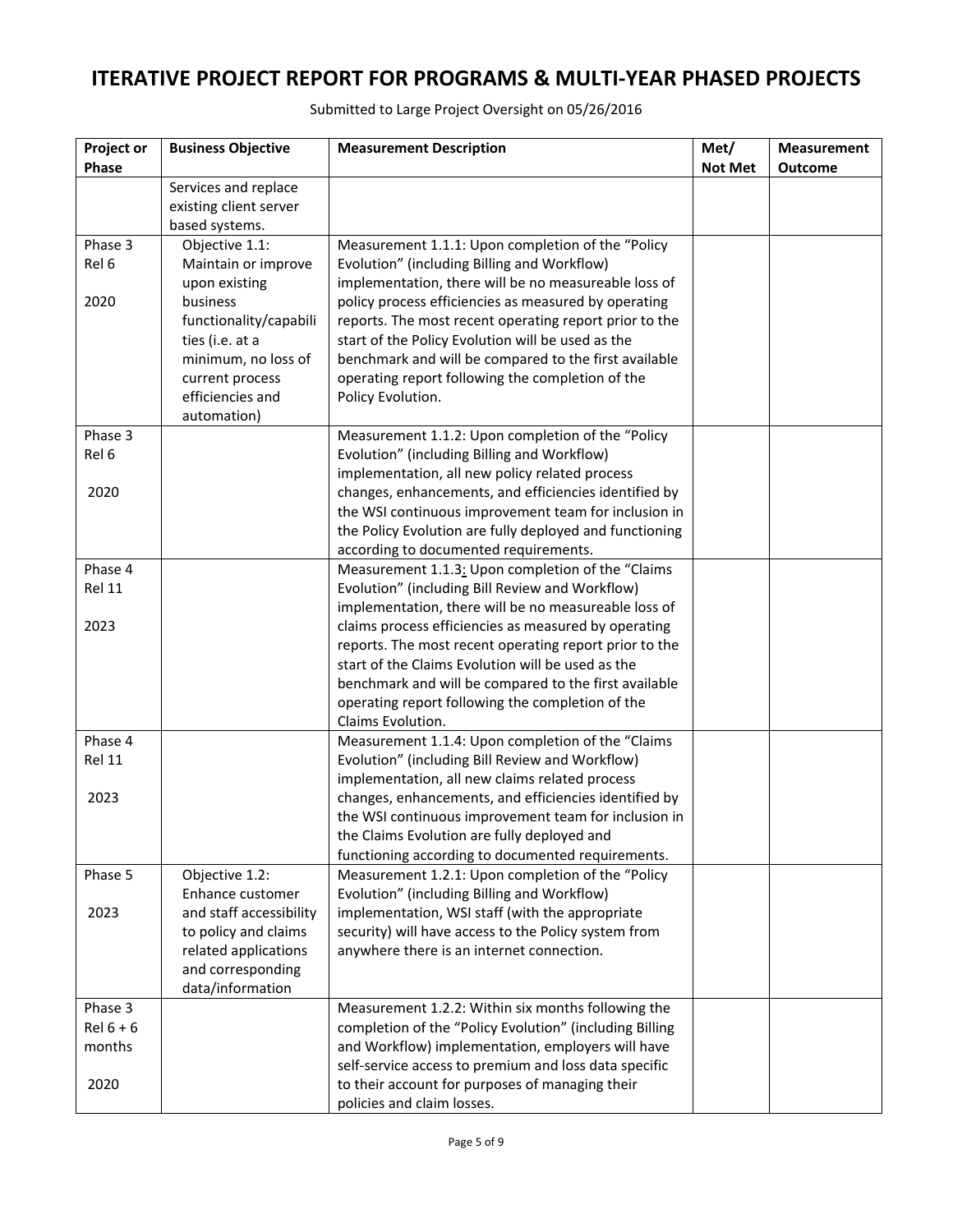# ITERATIVE PROJECT REPORT FOR PROGRAMS & MULTI-YEAR PHASED PROJECTS

Submitted to Large Project Oversight on 05/26/2016

| Project or Phase | Business Objective | Measurement Description | Met/ Not Met | Measurement Outcome |
|---|---|---|---|---|
| | Services and replace existing client server based systems. | | | |
| Phase 3 Rel 6 2020 | Objective 1.1: Maintain or improve upon existing business functionality/capabilities (i.e. at a minimum, no loss of current process efficiencies and automation) | Measurement 1.1.1: Upon completion of the "Policy Evolution" (including Billing and Workflow) implementation, there will be no measureable loss of policy process efficiencies as measured by operating reports. The most recent operating report prior to the start of the Policy Evolution will be used as the benchmark and will be compared to the first available operating report following the completion of the Policy Evolution. | | |
| Phase 3 Rel 6 2020 | | Measurement 1.1.2: Upon completion of the "Policy Evolution" (including Billing and Workflow) implementation, all new policy related process changes, enhancements, and efficiencies identified by the WSI continuous improvement team for inclusion in the Policy Evolution are fully deployed and functioning according to documented requirements. | | |
| Phase 4 Rel 11 2023 | | Measurement 1.1.3: Upon completion of the "Claims Evolution" (including Bill Review and Workflow) implementation, there will be no measureable loss of claims process efficiencies as measured by operating reports. The most recent operating report prior to the start of the Claims Evolution will be used as the benchmark and will be compared to the first available operating report following the completion of the Claims Evolution. | | |
| Phase 4 Rel 11 2023 | | Measurement 1.1.4: Upon completion of the "Claims Evolution" (including Bill Review and Workflow) implementation, all new claims related process changes, enhancements, and efficiencies identified by the WSI continuous improvement team for inclusion in the Claims Evolution are fully deployed and functioning according to documented requirements. | | |
| Phase 5 2023 | Objective 1.2: Enhance customer and staff accessibility to policy and claims related applications and corresponding data/information | Measurement 1.2.1: Upon completion of the "Policy Evolution" (including Billing and Workflow) implementation, WSI staff (with the appropriate security) will have access to the Policy system from anywhere there is an internet connection. | | |
| Phase 3 Rel 6 + 6 months 2020 | | Measurement 1.2.2: Within six months following the completion of the "Policy Evolution" (including Billing and Workflow) implementation, employers will have self-service access to premium and loss data specific to their account for purposes of managing their policies and claim losses. | | |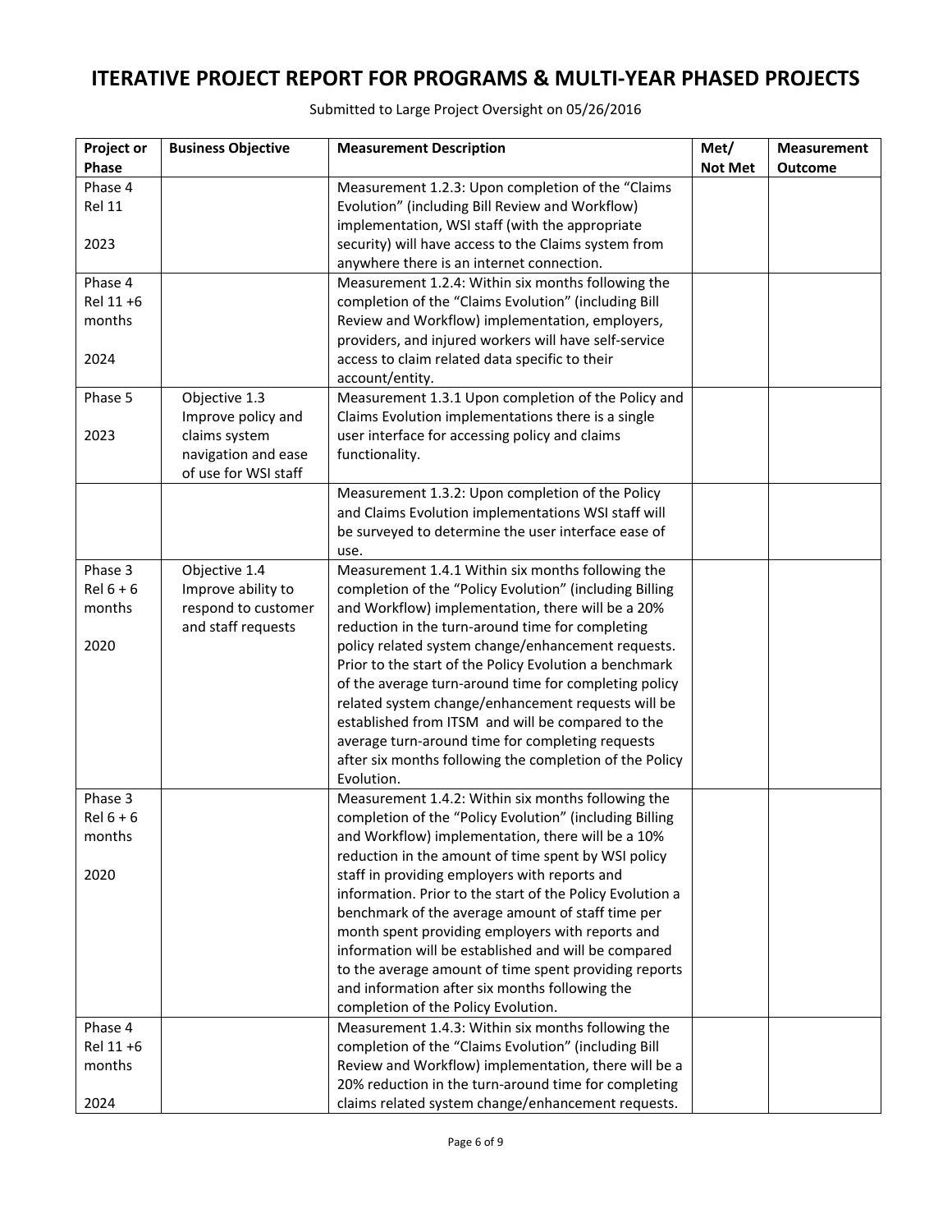# ITERATIVE PROJECT REPORT FOR PROGRAMS & MULTI-YEAR PHASED PROJECTS

Submitted to Large Project Oversight on 05/26/2016

| Project or Phase | Business Objective | Measurement Description | Met/ Not Met | Measurement Outcome |
|---|---|---|---|---|
| Phase 4 Rel 11<br><br>2023 | | Measurement 1.2.3: Upon completion of the "Claims Evolution" (including Bill Review and Workflow) implementation, WSI staff (with the appropriate security) will have access to the Claims system from anywhere there is an internet connection. | | |
| Phase 4 Rel 11 +6 months<br><br>2024 | | Measurement 1.2.4: Within six months following the completion of the "Claims Evolution" (including Bill Review and Workflow) implementation, employers, providers, and injured workers will have self-service access to claim related data specific to their account/entity. | | |
| Phase 5<br><br>2023 | Objective 1.3 Improve policy and claims system navigation and ease of use for WSI staff | Measurement 1.3.1 Upon completion of the Policy and Claims Evolution implementations there is a single user interface for accessing policy and claims functionality. | | |
| | | Measurement 1.3.2: Upon completion of the Policy and Claims Evolution implementations WSI staff will be surveyed to determine the user interface ease of use. | | |
| Phase 3 Rel 6 + 6 months<br><br>2020 | Objective 1.4 Improve ability to respond to customer and staff requests | Measurement 1.4.1 Within six months following the completion of the "Policy Evolution" (including Billing and Workflow) implementation, there will be a 20% reduction in the turn-around time for completing policy related system change/enhancement requests. Prior to the start of the Policy Evolution a benchmark of the average turn-around time for completing policy related system change/enhancement requests will be established from ITSM and will be compared to the average turn-around time for completing requests after six months following the completion of the Policy Evolution. | | |
| Phase 3 Rel 6 + 6 months<br><br>2020 | | Measurement 1.4.2: Within six months following the completion of the "Policy Evolution" (including Billing and Workflow) implementation, there will be a 10% reduction in the amount of time spent by WSI policy staff in providing employers with reports and information. Prior to the start of the Policy Evolution a benchmark of the average amount of staff time per month spent providing employers with reports and information will be established and will be compared to the average amount of time spent providing reports and information after six months following the completion of the Policy Evolution. | | |
| Phase 4 Rel 11 +6 months<br><br>2024 | | Measurement 1.4.3: Within six months following the completion of the "Claims Evolution" (including Bill Review and Workflow) implementation, there will be a 20% reduction in the turn-around time for completing claims related system change/enhancement requests. | | |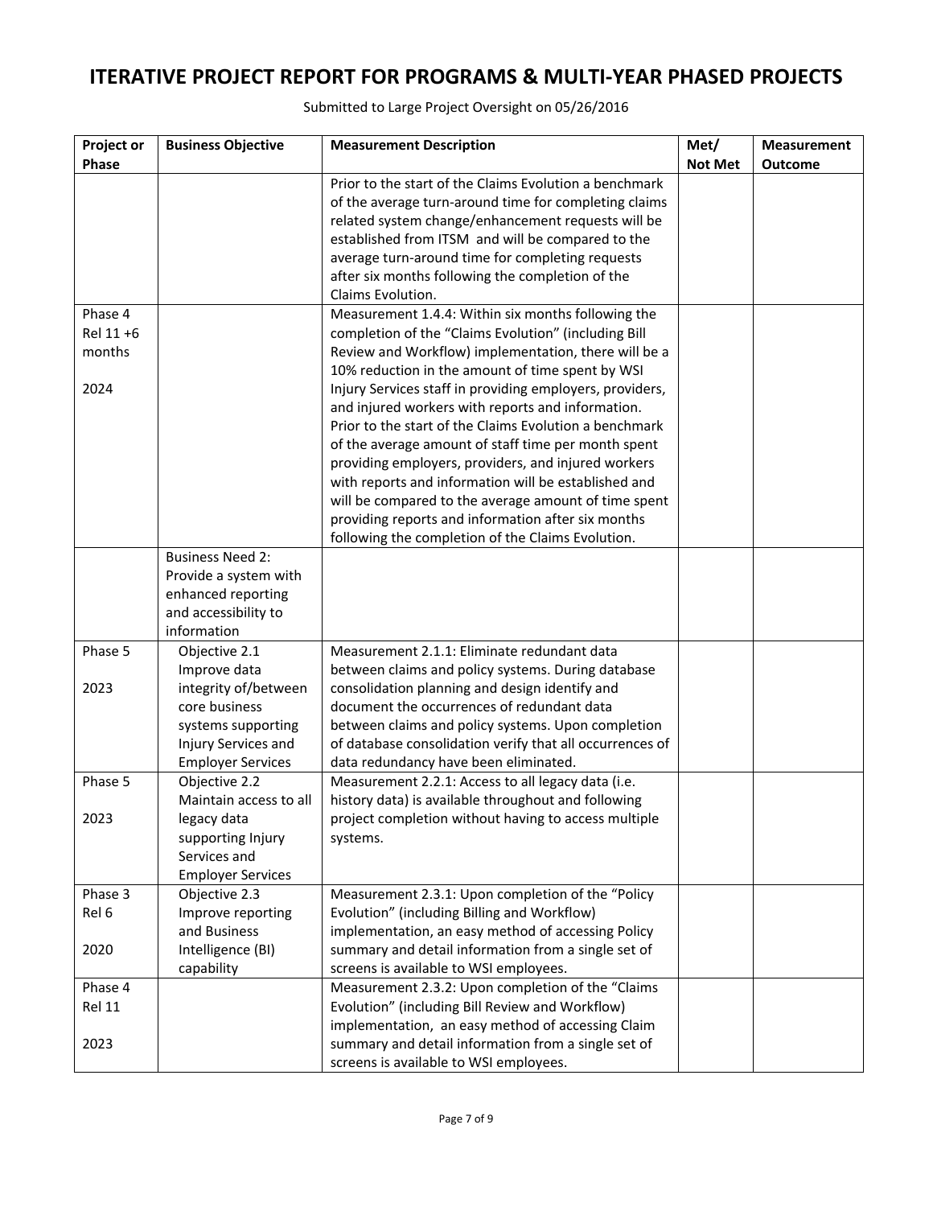# ITERATIVE PROJECT REPORT FOR PROGRAMS & MULTI-YEAR PHASED PROJECTS

Submitted to Large Project Oversight on 05/26/2016

| Project or Phase | Business Objective | Measurement Description | Met/ Not Met | Measurement Outcome |
|---|---|---|---|---|
| | | Prior to the start of the Claims Evolution a benchmark of the average turn-around time for completing claims related system change/enhancement requests will be established from ITSM and will be compared to the average turn-around time for completing requests after six months following the completion of the Claims Evolution. | | |
| Phase 4 Rel 11 +6 months<br><br>2024 | | Measurement 1.4.4: Within six months following the completion of the "Claims Evolution" (including Bill Review and Workflow) implementation, there will be a 10% reduction in the amount of time spent by WSI Injury Services staff in providing employers, providers, and injured workers with reports and information. Prior to the start of the Claims Evolution a benchmark of the average amount of staff time per month spent providing employers, providers, and injured workers with reports and information will be established and will be compared to the average amount of time spent providing reports and information after six months following the completion of the Claims Evolution. | | |
| | Business Need 2: Provide a system with enhanced reporting and accessibility to information | | | |
| Phase 5<br><br>2023 | Objective 2.1 Improve data integrity of/between core business systems supporting Injury Services and Employer Services | Measurement 2.1.1: Eliminate redundant data between claims and policy systems. During database consolidation planning and design identify and document the occurrences of redundant data between claims and policy systems. Upon completion of database consolidation verify that all occurrences of data redundancy have been eliminated. | | |
| Phase 5<br><br>2023 | Objective 2.2 Maintain access to all legacy data supporting Injury Services and Employer Services | Measurement 2.2.1: Access to all legacy data (i.e. history data) is available throughout and following project completion without having to access multiple systems. | | |
| Phase 3 Rel 6<br><br>2020 | Objective 2.3 Improve reporting and Business Intelligence (BI) capability | Measurement 2.3.1: Upon completion of the "Policy Evolution" (including Billing and Workflow) implementation, an easy method of accessing Policy summary and detail information from a single set of screens is available to WSI employees. | | |
| Phase 4 Rel 11<br><br>2023 | | Measurement 2.3.2: Upon completion of the "Claims Evolution" (including Bill Review and Workflow) implementation, an easy method of accessing Claim summary and detail information from a single set of screens is available to WSI employees. | | |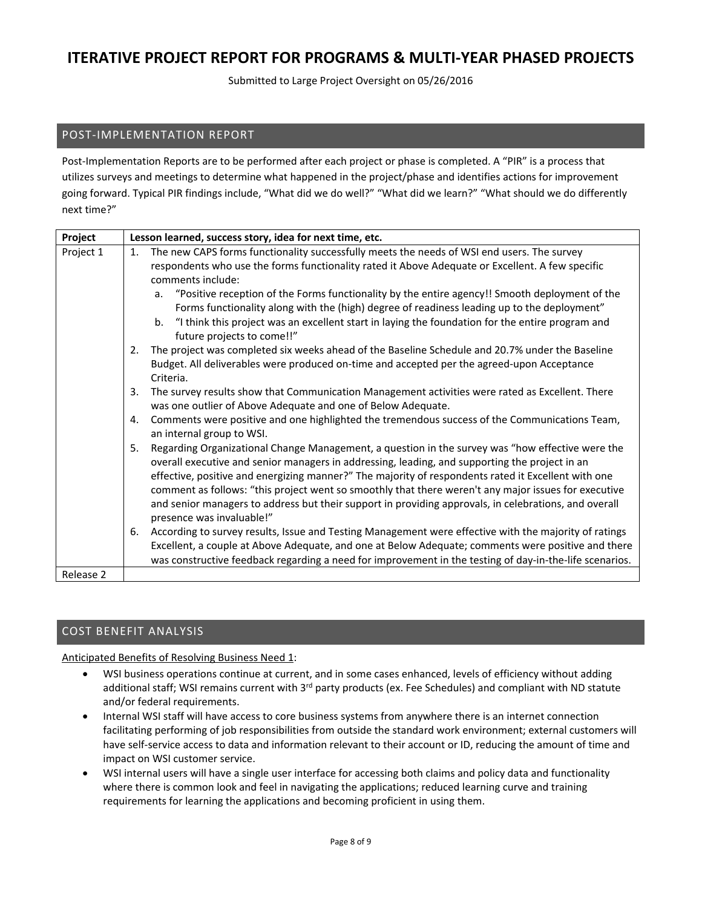# ITERATIVE PROJECT REPORT FOR PROGRAMS & MULTI-YEAR PHASED PROJECTS

Submitted to Large Project Oversight on 05/26/2016

## POST-IMPLEMENTATION REPORT

Post-Implementation Reports are to be performed after each project or phase is completed. A "PIR" is a process that utilizes surveys and meetings to determine what happened in the project/phase and identifies actions for improvement going forward. Typical PIR findings include, "What did we do well?" "What did we learn?" "What should we do differently next time?"

| Project | Lesson learned, success story, idea for next time, etc. |
|---|---|
| Project 1 | 1. The new CAPS forms functionality successfully meets the needs of WSI end users. The survey respondents who use the forms functionality rated it Above Adequate or Excellent. A few specific comments include:<br>a. "Positive reception of the Forms functionality by the entire agency!! Smooth deployment of the Forms functionality along with the (high) degree of readiness leading up to the deployment"<br>b. "I think this project was an excellent start in laying the foundation for the entire program and future projects to come!!"<br>2. The project was completed six weeks ahead of the Baseline Schedule and 20.7% under the Baseline Budget. All deliverables were produced on-time and accepted per the agreed-upon Acceptance Criteria.<br>3. The survey results show that Communication Management activities were rated as Excellent. There was one outlier of Above Adequate and one of Below Adequate.<br>4. Comments were positive and one highlighted the tremendous success of the Communications Team, an internal group to WSI.<br>5. Regarding Organizational Change Management, a question in the survey was "how effective were the overall executive and senior managers in addressing, leading, and supporting the project in an effective, positive and energizing manner?" The majority of respondents rated it Excellent with one comment as follows: "this project went so smoothly that there weren't any major issues for executive and senior managers to address but their support in providing approvals, in celebrations, and overall presence was invaluable!"<br>6. According to survey results, Issue and Testing Management were effective with the majority of ratings Excellent, a couple at Above Adequate, and one at Below Adequate; comments were positive and there was constructive feedback regarding a need for improvement in the testing of day-in-the-life scenarios. |
| Release 2 | |

## COST BENEFIT ANALYSIS

<u>Anticipated Benefits of Resolving Business Need 1</u>:

- WSI business operations continue at current, and in some cases enhanced, levels of efficiency without adding additional staff; WSI remains current with 3rd party products (ex. Fee Schedules) and compliant with ND statute and/or federal requirements.
- Internal WSI staff will have access to core business systems from anywhere there is an internet connection facilitating performing of job responsibilities from outside the standard work environment; external customers will have self-service access to data and information relevant to their account or ID, reducing the amount of time and impact on WSI customer service.
- WSI internal users will have a single user interface for accessing both claims and policy data and functionality where there is common look and feel in navigating the applications; reduced learning curve and training requirements for learning the applications and becoming proficient in using them.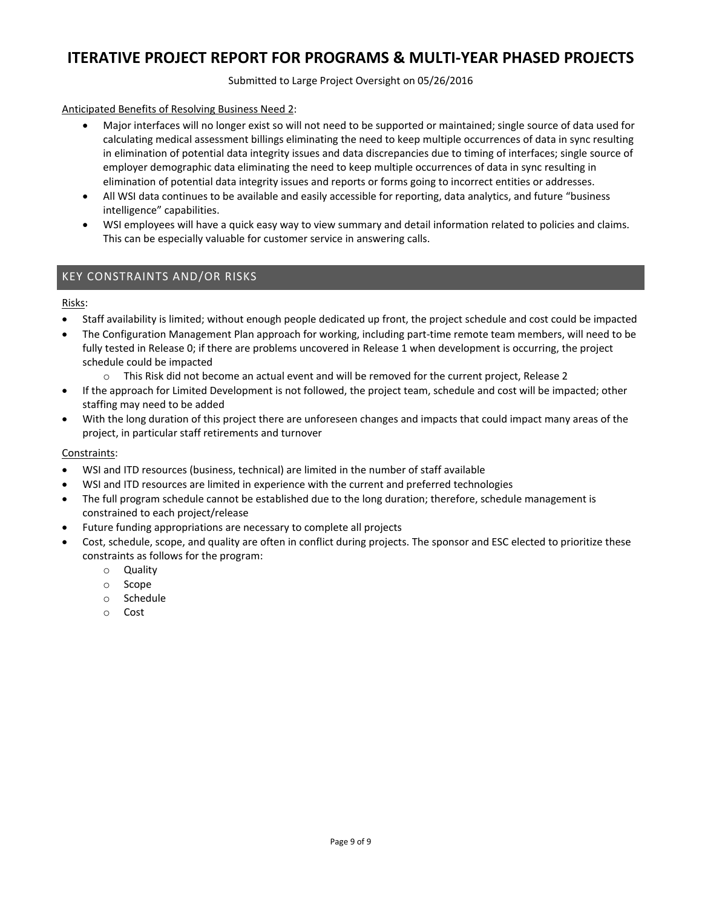Anticipated Benefits of Resolving Business Need 2:

- Major interfaces will no longer exist so will not need to be supported or maintained; single source of data used for calculating medical assessment billings eliminating the need to keep multiple occurrences of data in sync resulting in elimination of potential data integrity issues and data discrepancies due to timing of interfaces; single source of employer demographic data eliminating the need to keep multiple occurrences of data in sync resulting in elimination of potential data integrity issues and reports or forms going to incorrect entities or addresses.
- All WSI data continues to be available and easily accessible for reporting, data analytics, and future "business intelligence" capabilities.
- WSI employees will have a quick easy way to view summary and detail information related to policies and claims. This can be especially valuable for customer service in answering calls.

## KEY CONSTRAINTS AND/OR RISKS

Risks:

- Staff availability is limited; without enough people dedicated up front, the project schedule and cost could be impacted
- The Configuration Management Plan approach for working, including part-time remote team members, will need to be fully tested in Release 0; if there are problems uncovered in Release 1 when development is occurring, the project schedule could be impacted
  - This Risk did not become an actual event and will be removed for the current project, Release 2
- If the approach for Limited Development is not followed, the project team, schedule and cost will be impacted; other staffing may need to be added
- With the long duration of this project there are unforeseen changes and impacts that could impact many areas of the project, in particular staff retirements and turnover

Constraints:

- WSI and ITD resources (business, technical) are limited in the number of staff available
- WSI and ITD resources are limited in experience with the current and preferred technologies
- The full program schedule cannot be established due to the long duration; therefore, schedule management is constrained to each project/release
- Future funding appropriations are necessary to complete all projects
- Cost, schedule, scope, and quality are often in conflict during projects. The sponsor and ESC elected to prioritize these constraints as follows for the program:
  - Quality
  - Scope
  - Schedule
  - Cost